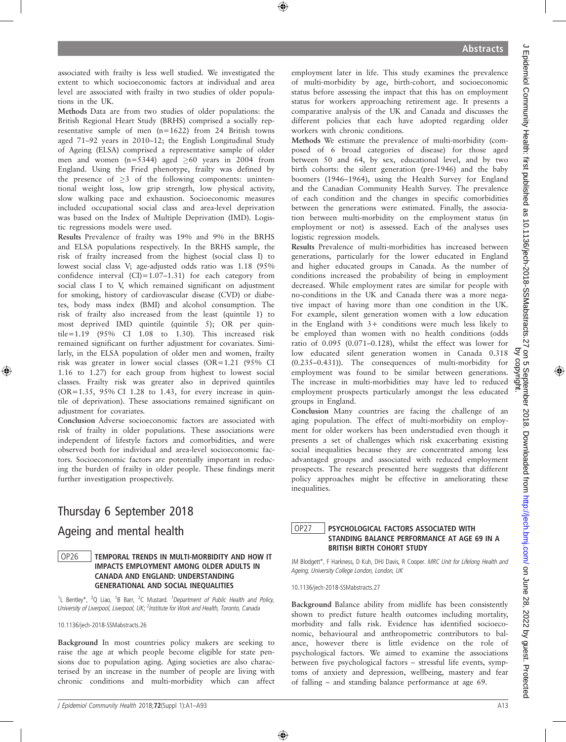associated with frailty is less well studied. We investigated the extent to which socioeconomic factors at individual and area level are associated with frailty in two studies of older populations in the UK.

**Methods** Data are from two studies of older populations: the British Regional Heart Study (BRHS) comprised a socially representative sample of men (n=1622) from 24 British towns aged 71–92 years in 2010–12; the English Longitudinal Study of Ageing (ELSA) comprised a representative sample of older men and women (n=5344) aged ≥60 years in 2004 from England. Using the Fried phenotype, frailty was defined by the presence of ≥3 of the following components: unintentional weight loss, low grip strength, low physical activity, slow walking pace and exhaustion. Socioeconomic measures included occupational social class and area-level deprivation was based on the Index of Multiple Deprivation (IMD). Logistic regressions models were used.

**Results** Prevalence of frailty was 19% and 9% in the BRHS and ELSA populations respectively. In the BRHS sample, the risk of frailty increased from the highest (social class I) to lowest social class V; age-adjusted odds ratio was 1.18 (95% confidence interval (CI)=1.07–1.31) for each category from social class I to V, which remained significant on adjustment for smoking, history of cardiovascular disease (CVD) or diabetes, body mass index (BMI) and alcohol consumption. The risk of frailty also increased from the least (quintile 1) to most deprived IMD quintile (quintile 5); OR per quintile=1.19 (95% CI 1.08 to 1.30). This increased risk remained significant on further adjustment for covariates. Similarly, in the ELSA population of older men and women, frailty risk was greater in lower social classes (OR=1.21 (95% CI 1.16 to 1.27) for each group from highest to lowest social classes. Frailty risk was greater also in deprived quintiles (OR=1.35, 95% CI 1.28 to 1.43, for every increase in quintile of deprivation). These associations remained significant on adjustment for covariates.

**Conclusion** Adverse socioeconomic factors are associated with risk of frailty in older populations. These associations were independent of lifestyle factors and comorbidities, and were observed both for individual and area-level socioeconomic factors. Socioeconomic factors are potentially important in reducing the burden of frailty in older people. These findings merit further investigation prospectively.

# Thursday 6 September 2018

## Ageing and mental health

### OP26 TEMPORAL TRENDS IN MULTI-MORBIDITY AND HOW IT IMPACTS EMPLOYMENT AMONG OLDER ADULTS IN CANADA AND ENGLAND: UNDERSTANDING GENERATIONAL AND SOCIAL INEQUALITIES

[1]L Bentley*, [2]Q Liao, [1]B Barr, [2]C Mustard. [1]*Department of Public Health and Policy, University of Liverpool, Liverpool, UK;* [2]*Institute for Work and Health, Toronto, Canada*

10.1136/jech-2018-SSMabstracts.26

**Background** In most countries policy makers are seeking to raise the age at which people become eligible for state pensions due to population aging. Aging societies are also characterised by an increase in the number of people are living with chronic conditions and multi-morbidity which can affect employment later in life. This study examines the prevalence of multi-morbidity by age, birth-cohort, and socioeconomic status before assessing the impact that this has on employment status for workers approaching retirement age. It presents a comparative analysis of the UK and Canada and discusses the different policies that each have adopted regarding older workers with chronic conditions.

**Methods** We estimate the prevalence of multi-morbidity (composed of 6 broad categories of disease) for those aged between 50 and 64, by sex, educational level, and by two birth cohorts: the silent generation (pre-1946) and the baby boomers (1946–1964), using the Health Survey for England and the Canadian Community Health Survey. The prevalence of each condition and the changes in specific comorbidities between the generations were estimated. Finally, the association between multi-morbidity on the employment status (in employment or not) is assessed. Each of the analyses uses logistic regression models.

**Results** Prevalence of multi-morbidities has increased between generations, particularly for the lower educated in England and higher educated groups in Canada. As the number of conditions increased the probability of being in employment decreased. While employment rates are similar for people with no-conditions in the UK and Canada there was a more negative impact of having more than one condition in the UK. For example, silent generation women with a low education in the England with 3+ conditions were much less likely to be employed than women with no health conditions (odds ratio of 0.095 (0.071–0.128), whilst the effect was lower for low educated silent generation women in Canada 0.318 (0.235–0.431)). The consequences of multi-morbidity for employment was found to be similar between generations. The increase in multi-morbidities may have led to reduced employment prospects particularly amongst the less educated groups in England.

**Conclusion** Many countries are facing the challenge of an aging population. The effect of multi-morbidity on employment for older workers has been understudied even though it presents a set of challenges which risk exacerbating existing social inequalities because they are concentrated among less advantaged groups and associated with reduced employment prospects. The research presented here suggests that different policy approaches might be effective in ameliorating these inequalities.

### OP27 PSYCHOLOGICAL FACTORS ASSOCIATED WITH STANDING BALANCE PERFORMANCE AT AGE 69 IN A BRITISH BIRTH COHORT STUDY

JM Blodgett*, F Harkness, D Kuh, DHJ Davis, R Cooper. *MRC Unit for Lifelong Health and Ageing, University College London, London, UK*

10.1136/jech-2018-SSMabstracts.27

**Background** Balance ability from midlife has been consistently shown to predict future health outcomes including mortality, morbidity and falls risk. Evidence has identified socioeconomic, behavioural and anthropometric contributors to balance, however there is little evidence on the role of psychological factors. We aimed to examine the associations between five psychological factors – stressful life events, symptoms of anxiety and depression, wellbeing, mastery and fear of falling – and standing balance performance at age 69.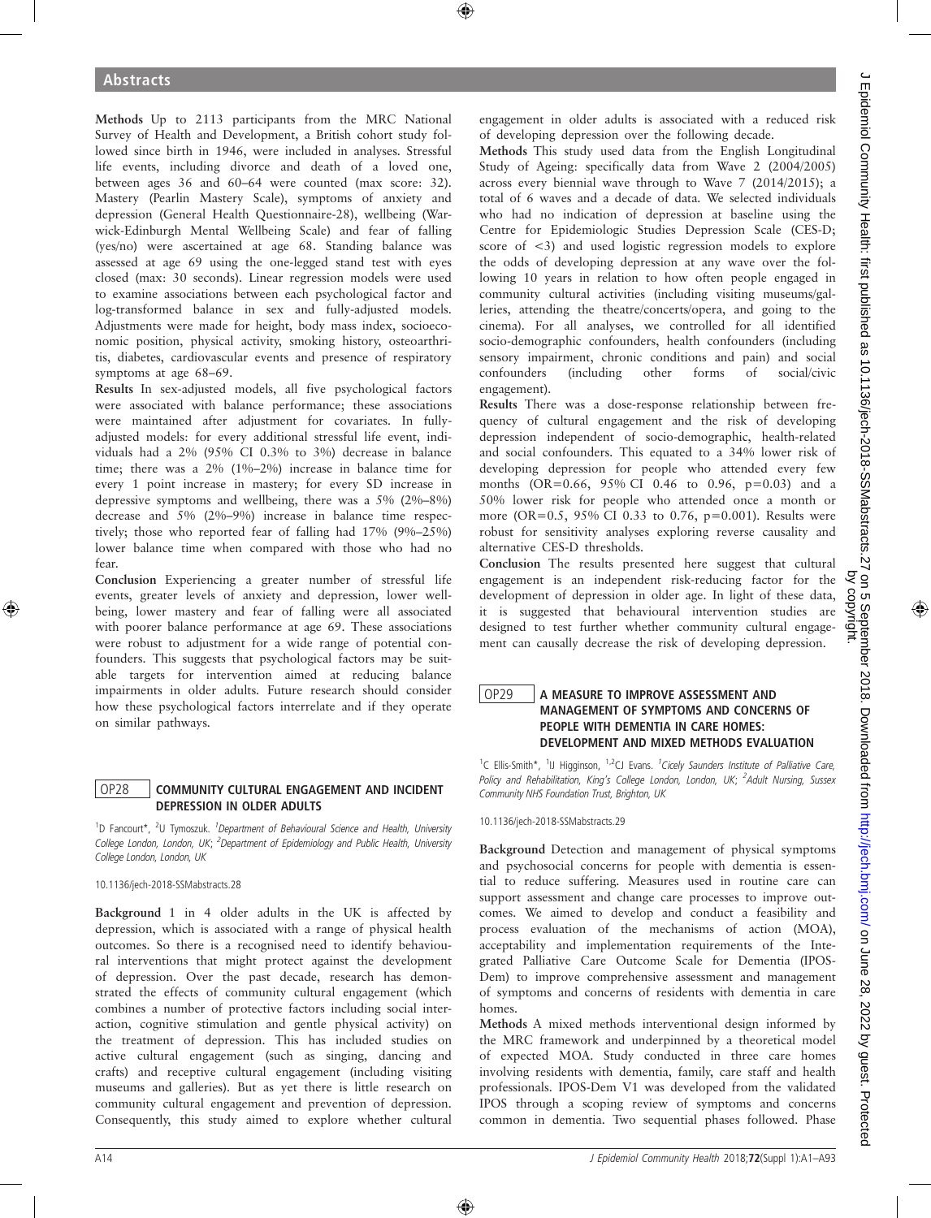**Methods** Up to 2113 participants from the MRC National Survey of Health and Development, a British cohort study followed since birth in 1946, were included in analyses. Stressful life events, including divorce and death of a loved one, between ages 36 and 60–64 were counted (max score: 32). Mastery (Pearlin Mastery Scale), symptoms of anxiety and depression (General Health Questionnaire-28), wellbeing (Warwick-Edinburgh Mental Wellbeing Scale) and fear of falling (yes/no) were ascertained at age 68. Standing balance was assessed at age 69 using the one-legged stand test with eyes closed (max: 30 seconds). Linear regression models were used to examine associations between each psychological factor and log-transformed balance in sex and fully-adjusted models. Adjustments were made for height, body mass index, socioeconomic position, physical activity, smoking history, osteoarthritis, diabetes, cardiovascular events and presence of respiratory symptoms at age 68–69.

**Results** In sex-adjusted models, all five psychological factors were associated with balance performance; these associations were maintained after adjustment for covariates. In fully-adjusted models: for every additional stressful life event, individuals had a 2% (95% CI 0.3% to 3%) decrease in balance time; there was a 2% (1%–2%) increase in balance time for every 1 point increase in mastery; for every SD increase in depressive symptoms and wellbeing, there was a 5% (2%–8%) decrease and 5% (2%–9%) increase in balance time respectively; those who reported fear of falling had 17% (9%–25%) lower balance time when compared with those who had no fear.

**Conclusion** Experiencing a greater number of stressful life events, greater levels of anxiety and depression, lower wellbeing, lower mastery and fear of falling were all associated with poorer balance performance at age 69. These associations were robust to adjustment for a wide range of potential confounders. This suggests that psychological factors may be suitable targets for intervention aimed at reducing balance impairments in older adults. Future research should consider how these psychological factors interrelate and if they operate on similar pathways.

## OP28 COMMUNITY CULTURAL ENGAGEMENT AND INCIDENT DEPRESSION IN OLDER ADULTS

[1]D Fancourt*, [2]U Tymoszuk. [1]*Department of Behavioural Science and Health, University College London, London, UK;* [2]*Department of Epidemiology and Public Health, University College London, London, UK*

10.1136/jech-2018-SSMabstracts.28

**Background** 1 in 4 older adults in the UK is affected by depression, which is associated with a range of physical health outcomes. So there is a recognised need to identify behavioural interventions that might protect against the development of depression. Over the past decade, research has demonstrated the effects of community cultural engagement (which combines a number of protective factors including social interaction, cognitive stimulation and gentle physical activity) on the treatment of depression. This has included studies on active cultural engagement (such as singing, dancing and crafts) and receptive cultural engagement (including visiting museums and galleries). But as yet there is little research on community cultural engagement and prevention of depression. Consequently, this study aimed to explore whether cultural engagement in older adults is associated with a reduced risk of developing depression over the following decade.

**Methods** This study used data from the English Longitudinal Study of Ageing: specifically data from Wave 2 (2004/2005) across every biennial wave through to Wave 7 (2014/2015); a total of 6 waves and a decade of data. We selected individuals who had no indication of depression at baseline using the Centre for Epidemiologic Studies Depression Scale (CES-D; score of <3) and used logistic regression models to explore the odds of developing depression at any wave over the following 10 years in relation to how often people engaged in community cultural activities (including visiting museums/galleries, attending the theatre/concerts/opera, and going to the cinema). For all analyses, we controlled for all identified socio-demographic confounders, health confounders (including sensory impairment, chronic conditions and pain) and social confounders (including other forms of social/civic engagement).

**Results** There was a dose-response relationship between frequency of cultural engagement and the risk of developing depression independent of socio-demographic, health-related and social confounders. This equated to a 34% lower risk of developing depression for people who attended every few months (OR=0.66, 95% CI 0.46 to 0.96, p=0.03) and a 50% lower risk for people who attended once a month or more (OR=0.5, 95% CI 0.33 to 0.76, p=0.001). Results were robust for sensitivity analyses exploring reverse causality and alternative CES-D thresholds.

**Conclusion** The results presented here suggest that cultural engagement is an independent risk-reducing factor for the development of depression in older age. In light of these data, it is suggested that behavioural intervention studies are designed to test further whether community cultural engagement can causally decrease the risk of developing depression.

## OP29 A MEASURE TO IMPROVE ASSESSMENT AND MANAGEMENT OF SYMPTOMS AND CONCERNS OF PEOPLE WITH DEMENTIA IN CARE HOMES: DEVELOPMENT AND MIXED METHODS EVALUATION

[1]C Ellis-Smith*, [1]IJ Higginson, [1,2]CJ Evans. [1]*Cicely Saunders Institute of Palliative Care, Policy and Rehabilitation, King's College London, London, UK;* [2]*Adult Nursing, Sussex Community NHS Foundation Trust, Brighton, UK*

10.1136/jech-2018-SSMabstracts.29

**Background** Detection and management of physical symptoms and psychosocial concerns for people with dementia is essential to reduce suffering. Measures used in routine care can support assessment and change care processes to improve outcomes. We aimed to develop and conduct a feasibility and process evaluation of the mechanisms of action (MOA), acceptability and implementation requirements of the Integrated Palliative Care Outcome Scale for Dementia (IPOS-Dem) to improve comprehensive assessment and management of symptoms and concerns of residents with dementia in care homes.

**Methods** A mixed methods interventional design informed by the MRC framework and underpinned by a theoretical model of expected MOA. Study conducted in three care homes involving residents with dementia, family, care staff and health professionals. IPOS-Dem V1 was developed from the validated IPOS through a scoping review of symptoms and concerns common in dementia. Two sequential phases followed. Phase